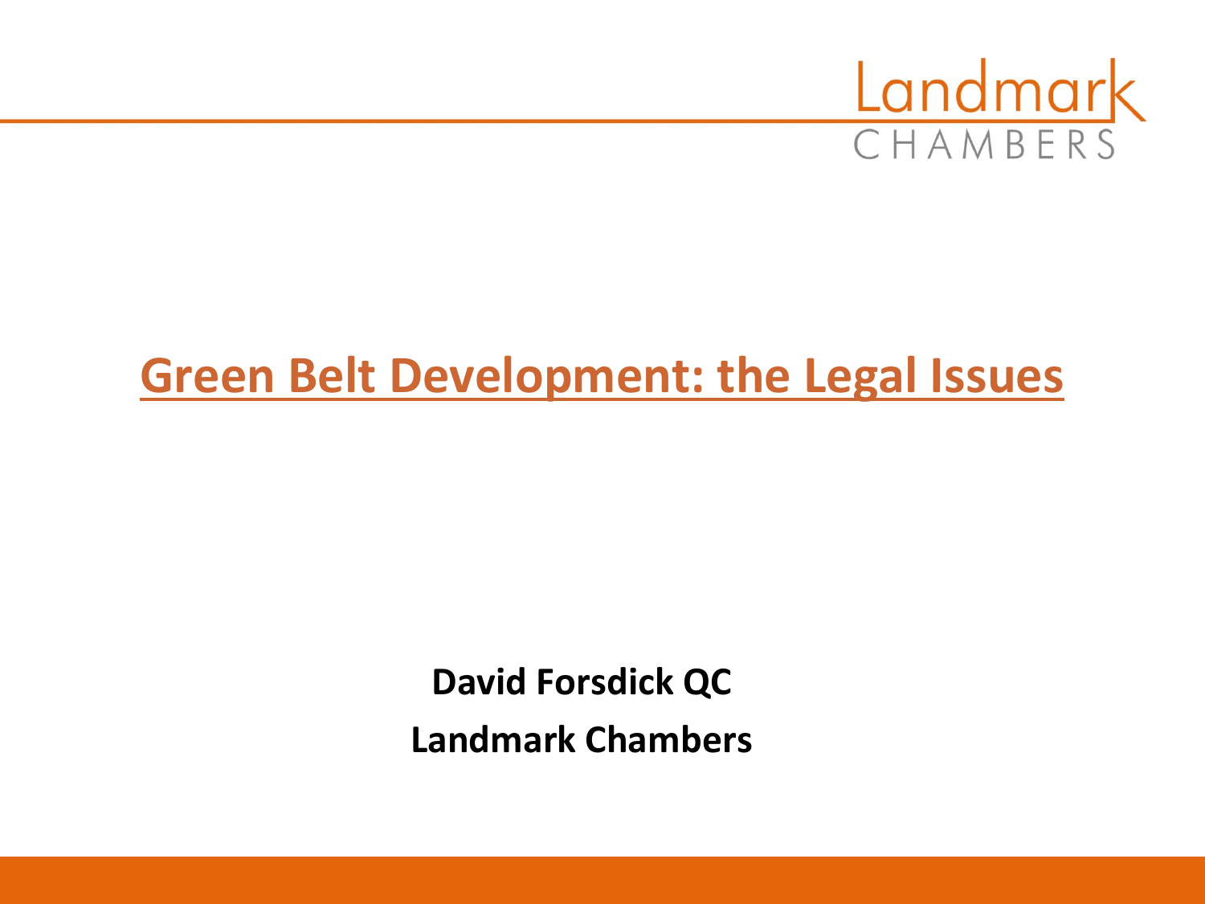# Green Belt Development: the Legal Issues

**David Forsdick QC**

**Landmark Chambers**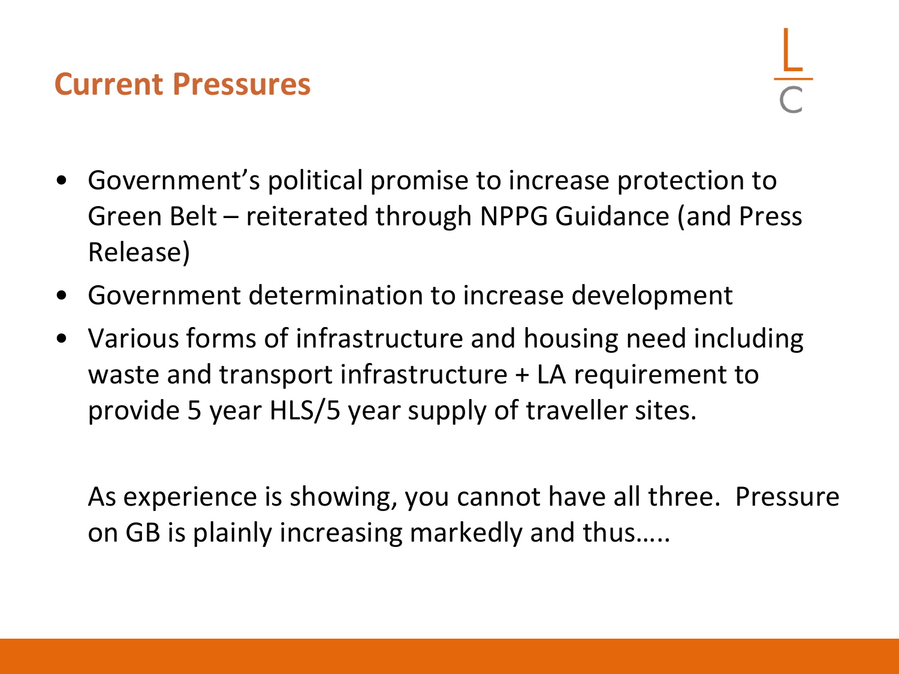## Current Pressures

- Government's political promise to increase protection to Green Belt – reiterated through NPPG Guidance (and Press Release)
- Government determination to increase development
- Various forms of infrastructure and housing need including waste and transport infrastructure + LA requirement to provide 5 year HLS/5 year supply of traveller sites.

As experience is showing, you cannot have all three. Pressure on GB is plainly increasing markedly and thus…..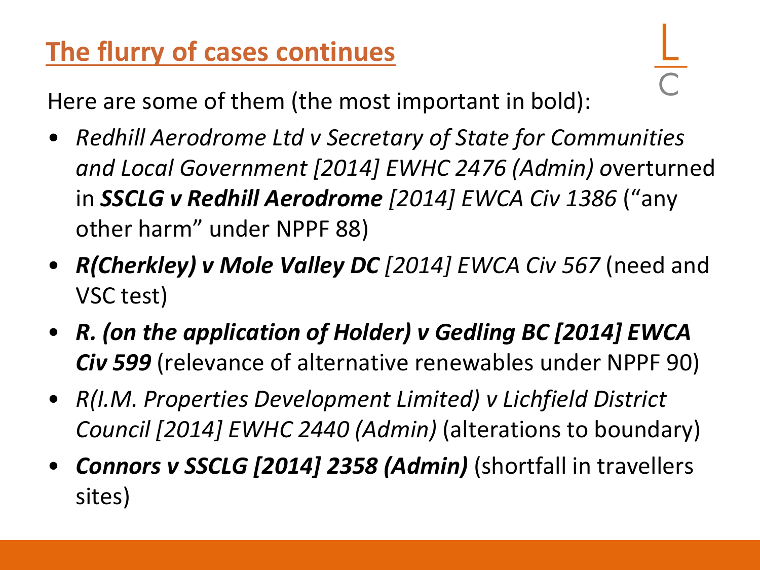## The flurry of cases continues

Here are some of them (the most important in bold):

- *Redhill Aerodrome Ltd v Secretary of State for Communities and Local Government [2014] EWHC 2476 (Admin)* overturned in ***SSCLG v Redhill Aerodrome*** *[2014] EWCA Civ 1386* ("any other harm" under NPPF 88)
- ***R(Cherkley) v Mole Valley DC*** *[2014] EWCA Civ 567* (need and VSC test)
- ***R. (on the application of Holder) v Gedling BC [2014] EWCA Civ 599*** (relevance of alternative renewables under NPPF 90)
- *R(I.M. Properties Development Limited) v Lichfield District Council [2014] EWHC 2440 (Admin)* (alterations to boundary)
- ***Connors v SSCLG [2014] 2358 (Admin)*** (shortfall in travellers sites)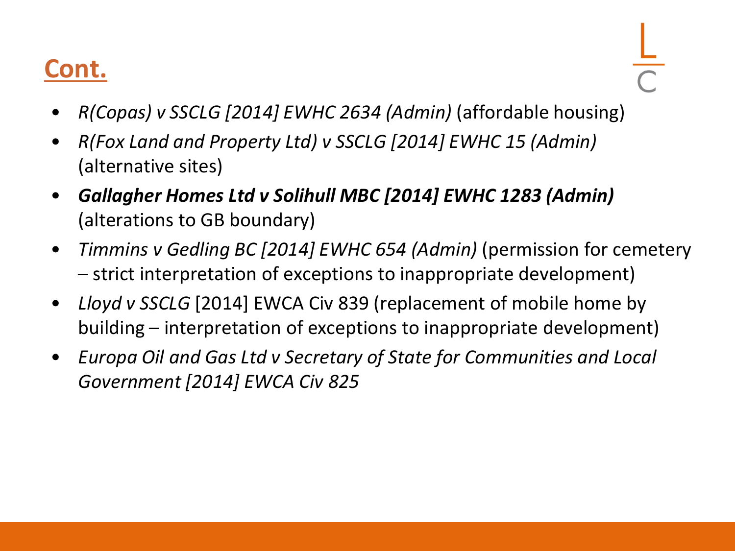## Cont.

- *R(Copas) v SSCLG [2014] EWHC 2634 (Admin)* (affordable housing)
- *R(Fox Land and Property Ltd) v SSCLG [2014] EWHC 15 (Admin)* (alternative sites)
- ***Gallagher Homes Ltd v Solihull MBC [2014] EWHC 1283 (Admin)*** (alterations to GB boundary)
- *Timmins v Gedling BC [2014] EWHC 654 (Admin)* (permission for cemetery – strict interpretation of exceptions to inappropriate development)
- *Lloyd v SSCLG* [2014] EWCA Civ 839 (replacement of mobile home by building – interpretation of exceptions to inappropriate development)
- *Europa Oil and Gas Ltd v Secretary of State for Communities and Local Government [2014] EWCA Civ 825*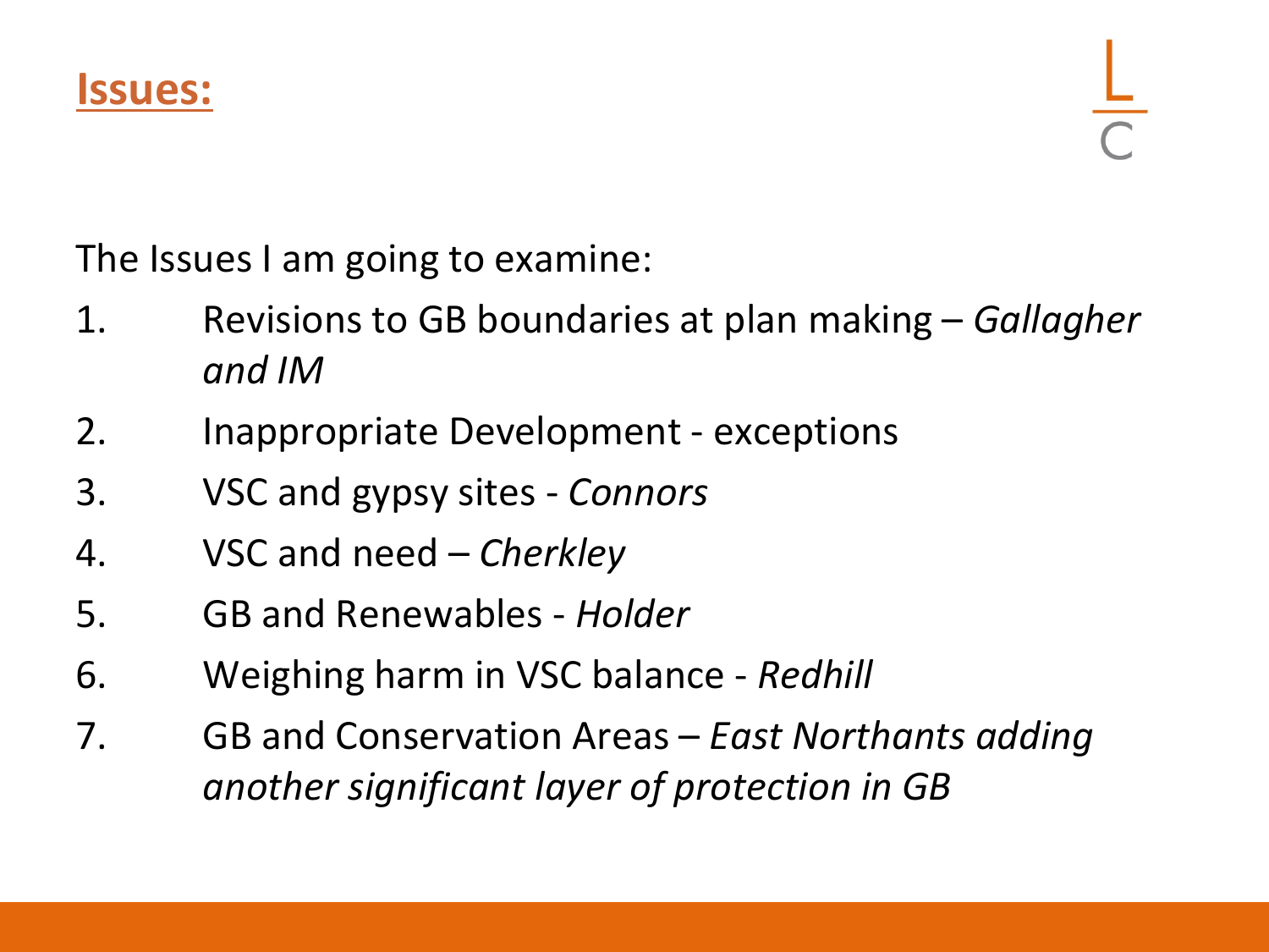## Issues:

The Issues I am going to examine:

1. Revisions to GB boundaries at plan making – *Gallagher and IM*
2. Inappropriate Development - exceptions
3. VSC and gypsy sites - *Connors*
4. VSC and need – *Cherkley*
5. GB and Renewables - *Holder*
6. Weighing harm in VSC balance - *Redhill*
7. GB and Conservation Areas – *East Northants adding another significant layer of protection in GB*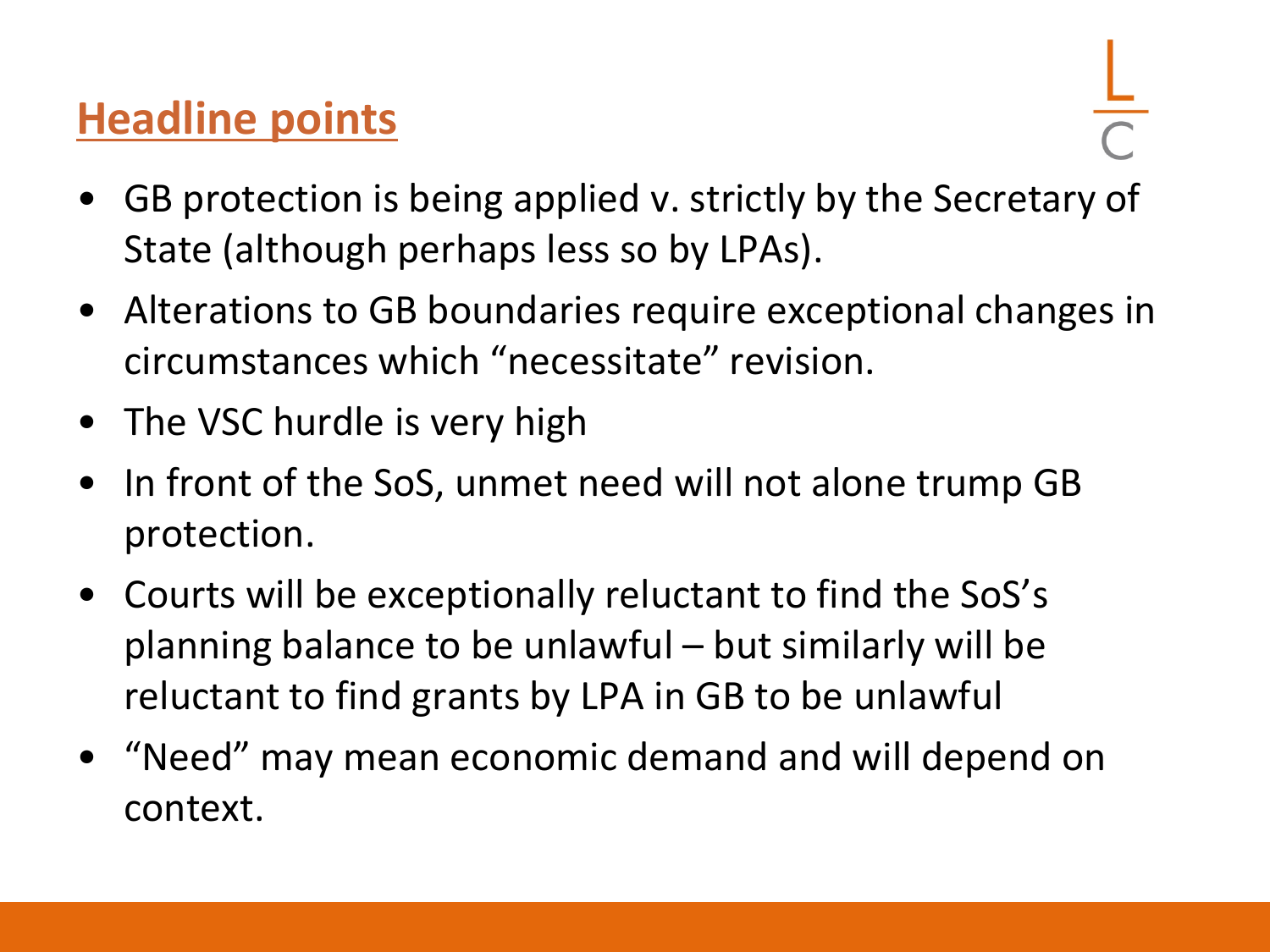## Headline points

- GB protection is being applied v. strictly by the Secretary of State (although perhaps less so by LPAs).
- Alterations to GB boundaries require exceptional changes in circumstances which "necessitate" revision.
- The VSC hurdle is very high
- In front of the SoS, unmet need will not alone trump GB protection.
- Courts will be exceptionally reluctant to find the SoS's planning balance to be unlawful – but similarly will be reluctant to find grants by LPA in GB to be unlawful
- "Need" may mean economic demand and will depend on context.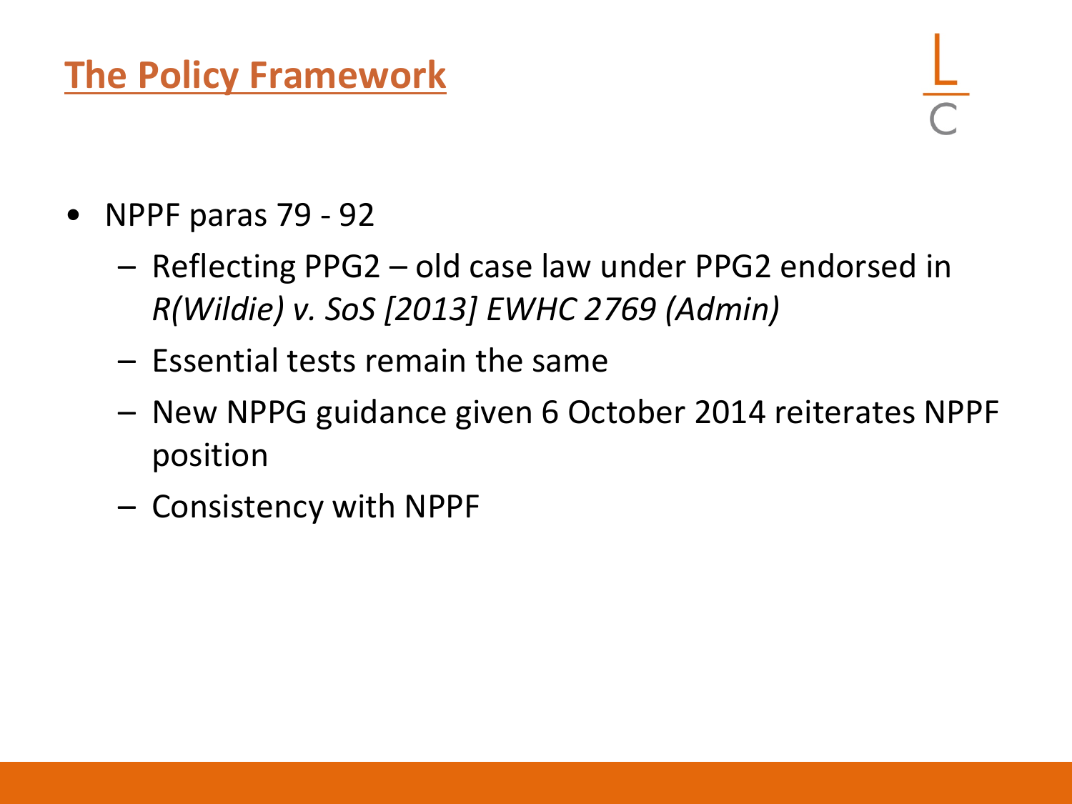## The Policy Framework

- NPPF paras 79 - 92
  - Reflecting PPG2 – old case law under PPG2 endorsed in *R(Wildie) v. SoS [2013] EWHC 2769 (Admin)*
  - Essential tests remain the same
  - New NPPG guidance given 6 October 2014 reiterates NPPF position
  - Consistency with NPPF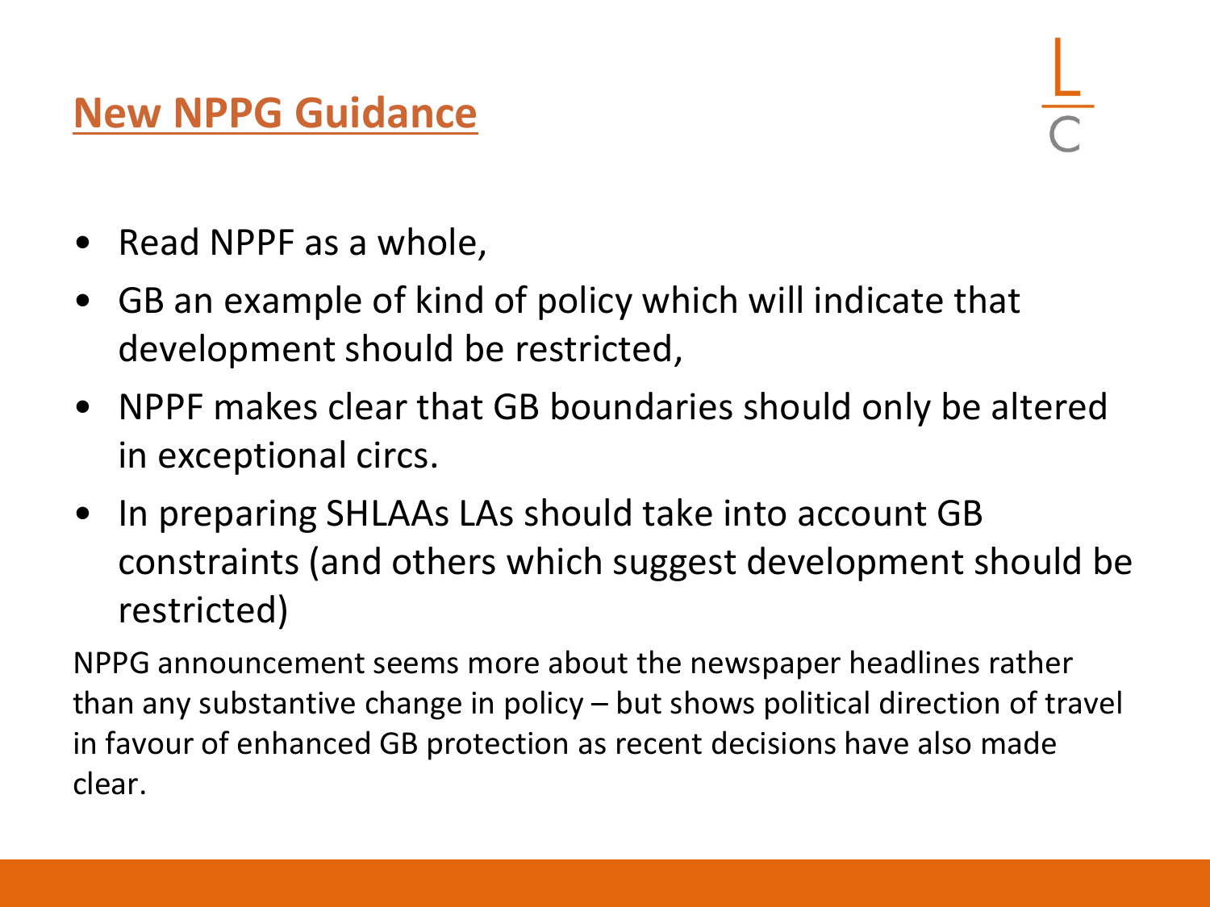## New NPPG Guidance

- Read NPPF as a whole,
- GB an example of kind of policy which will indicate that development should be restricted,
- NPPF makes clear that GB boundaries should only be altered in exceptional circs.
- In preparing SHLAAs LAs should take into account GB constraints (and others which suggest development should be restricted)

NPPG announcement seems more about the newspaper headlines rather than any substantive change in policy – but shows political direction of travel in favour of enhanced GB protection as recent decisions have also made clear.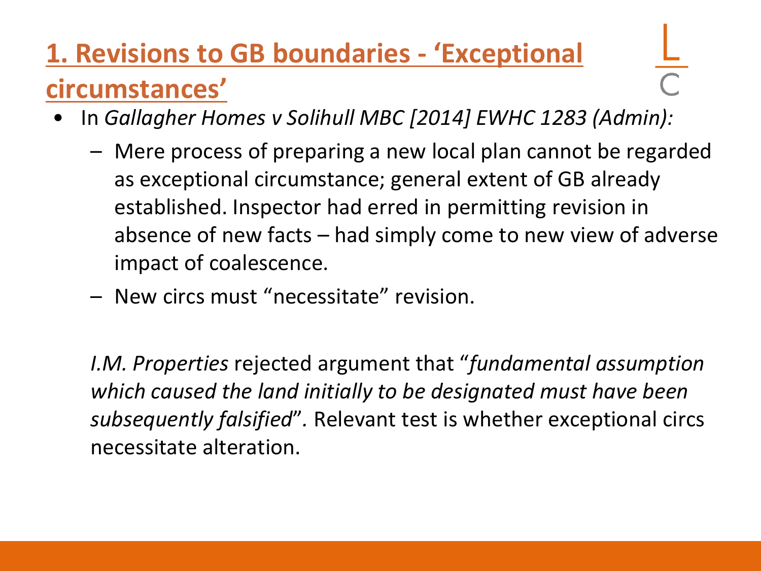# 1. Revisions to GB boundaries - 'Exceptional circumstances'

- In *Gallagher Homes v Solihull MBC [2014] EWHC 1283 (Admin):*
  - Mere process of preparing a new local plan cannot be regarded as exceptional circumstance; general extent of GB already established. Inspector had erred in permitting revision in absence of new facts – had simply come to new view of adverse impact of coalescence.
  - New circs must "necessitate" revision.

*I.M. Properties* rejected argument that "*fundamental assumption which caused the land initially to be designated must have been subsequently falsified*". Relevant test is whether exceptional circs necessitate alteration.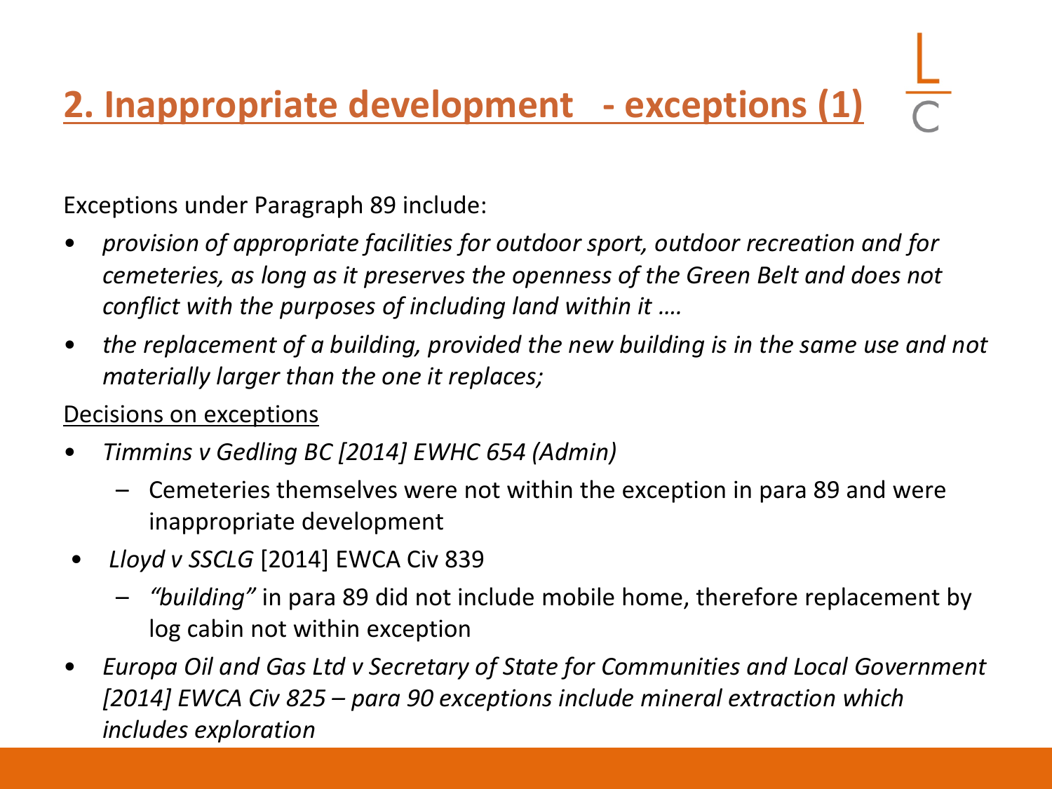## 2. Inappropriate development - exceptions (1)

Exceptions under Paragraph 89 include:

- *provision of appropriate facilities for outdoor sport, outdoor recreation and for cemeteries, as long as it preserves the openness of the Green Belt and does not conflict with the purposes of including land within it ….*
- *the replacement of a building, provided the new building is in the same use and not materially larger than the one it replaces;*

Decisions on exceptions

- *Timmins v Gedling BC [2014] EWHC 654 (Admin)*
  - Cemeteries themselves were not within the exception in para 89 and were inappropriate development
- *Lloyd v SSCLG* [2014] EWCA Civ 839
  - *"building"* in para 89 did not include mobile home, therefore replacement by log cabin not within exception
- *Europa Oil and Gas Ltd v Secretary of State for Communities and Local Government [2014] EWCA Civ 825 – para 90 exceptions include mineral extraction which includes exploration*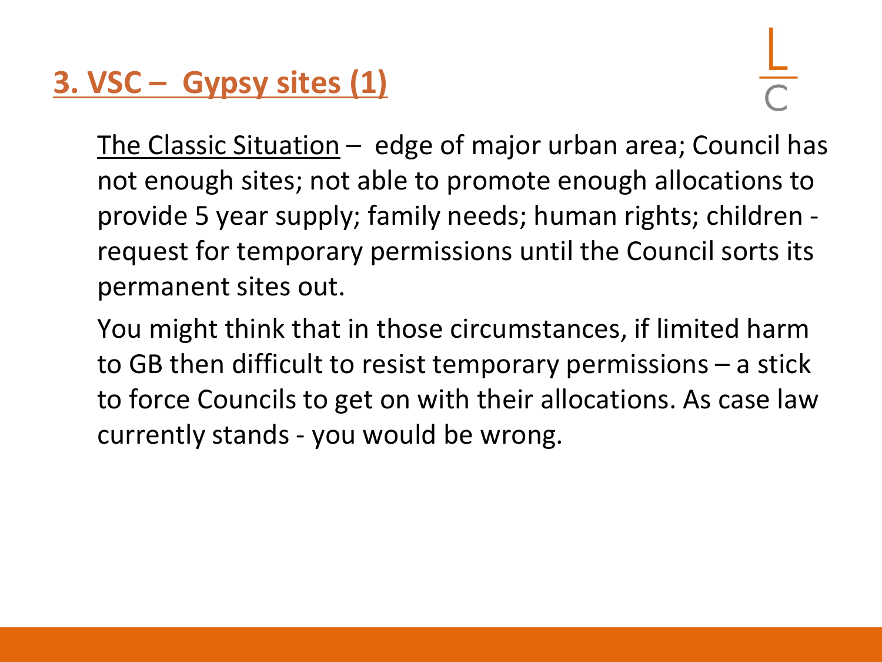## 3. VSC – Gypsy sites (1)

The Classic Situation – edge of major urban area; Council has not enough sites; not able to promote enough allocations to provide 5 year supply; family needs; human rights; children - request for temporary permissions until the Council sorts its permanent sites out.

You might think that in those circumstances, if limited harm to GB then difficult to resist temporary permissions – a stick to force Councils to get on with their allocations. As case law currently stands - you would be wrong.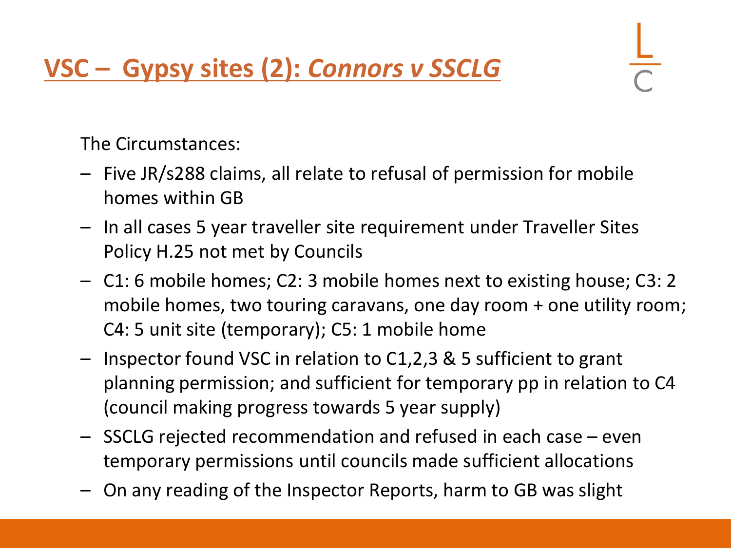## VSC – Gypsy sites (2): *Connors v SSCLG*

The Circumstances:

- Five JR/s288 claims, all relate to refusal of permission for mobile homes within GB
- In all cases 5 year traveller site requirement under Traveller Sites Policy H.25 not met by Councils
- C1: 6 mobile homes; C2: 3 mobile homes next to existing house; C3: 2 mobile homes, two touring caravans, one day room + one utility room; C4: 5 unit site (temporary); C5: 1 mobile home
- Inspector found VSC in relation to C1,2,3 & 5 sufficient to grant planning permission; and sufficient for temporary pp in relation to C4 (council making progress towards 5 year supply)
- SSCLG rejected recommendation and refused in each case – even temporary permissions until councils made sufficient allocations
- On any reading of the Inspector Reports, harm to GB was slight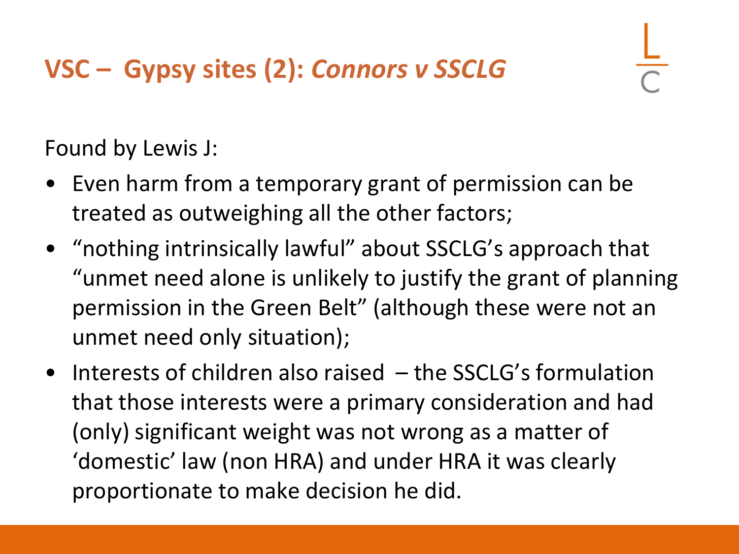# VSC – Gypsy sites (2): *Connors v SSCLG*

Found by Lewis J:

- Even harm from a temporary grant of permission can be treated as outweighing all the other factors;
- "nothing intrinsically lawful" about SSCLG's approach that "unmet need alone is unlikely to justify the grant of planning permission in the Green Belt" (although these were not an unmet need only situation);
- Interests of children also raised – the SSCLG's formulation that those interests were a primary consideration and had (only) significant weight was not wrong as a matter of 'domestic' law (non HRA) and under HRA it was clearly proportionate to make decision he did.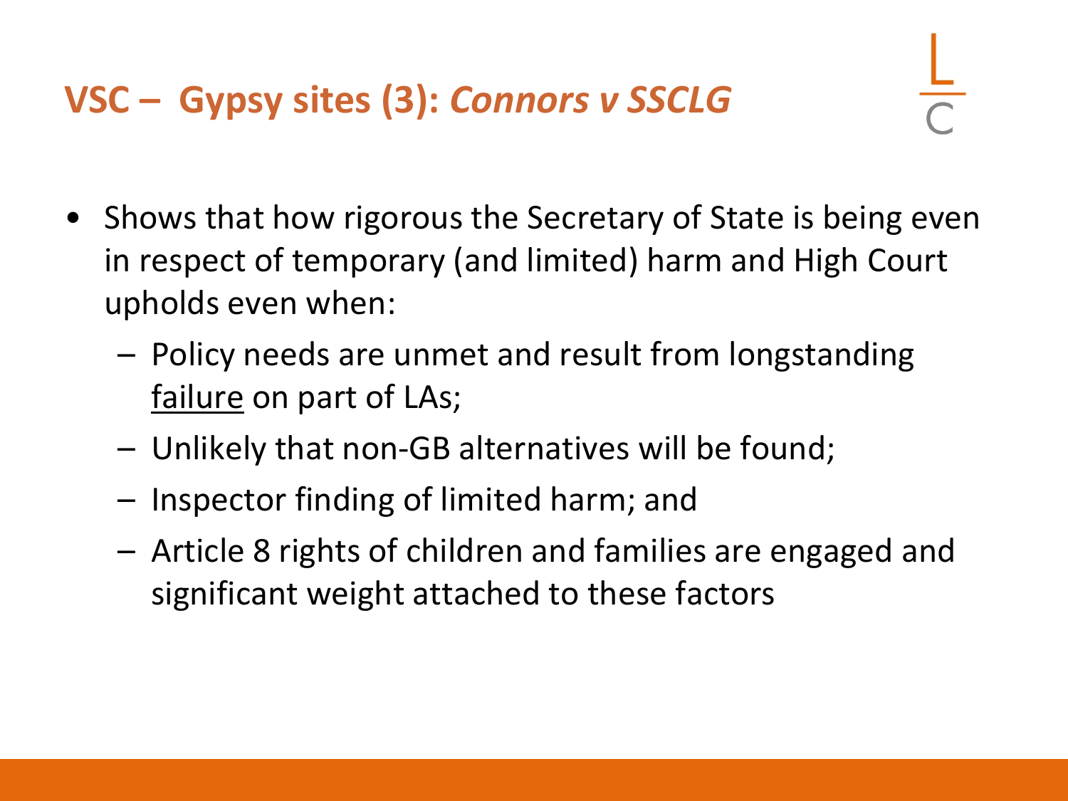## VSC – Gypsy sites (3): *Connors v SSCLG*

- Shows that how rigorous the Secretary of State is being even in respect of temporary (and limited) harm and High Court upholds even when:
  - Policy needs are unmet and result from longstanding <u>failure</u> on part of LAs;
  - Unlikely that non-GB alternatives will be found;
  - Inspector finding of limited harm; and
  - Article 8 rights of children and families are engaged and significant weight attached to these factors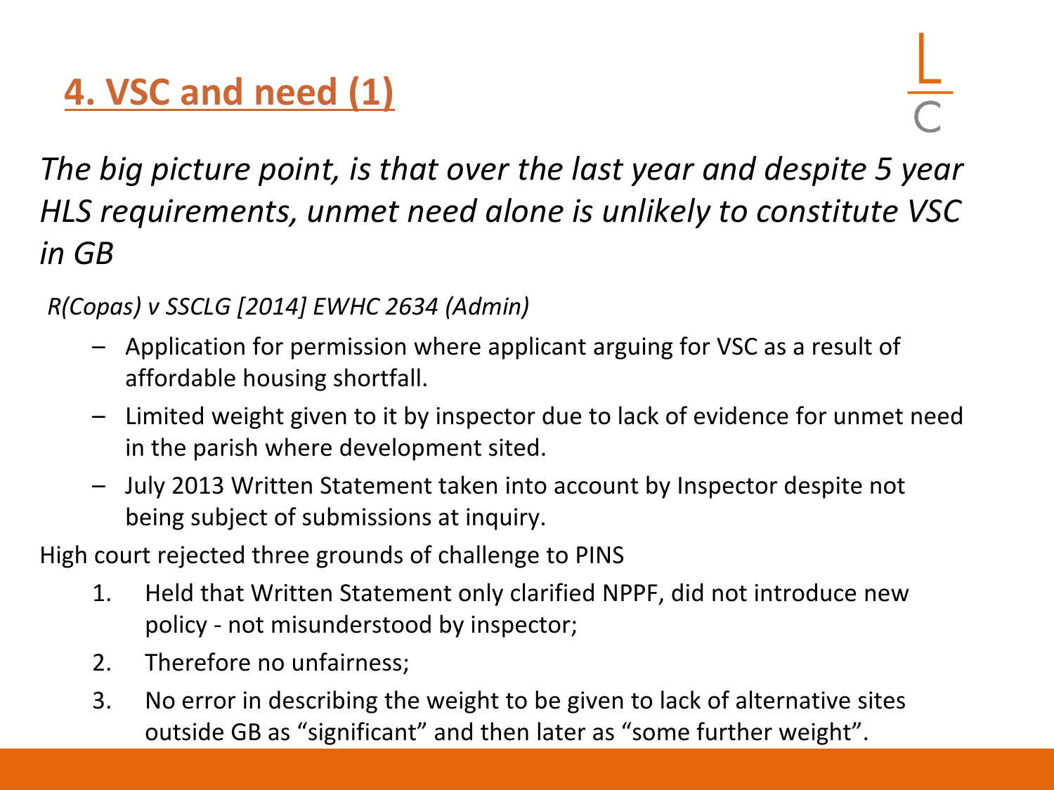# 4. VSC and need (1)

*The big picture point, is that over the last year and despite 5 year HLS requirements, unmet need alone is unlikely to constitute VSC in GB*

*R(Copas) v SSCLG [2014] EWHC 2634 (Admin)*

- Application for permission where applicant arguing for VSC as a result of affordable housing shortfall.
- Limited weight given to it by inspector due to lack of evidence for unmet need in the parish where development sited.
- July 2013 Written Statement taken into account by Inspector despite not being subject of submissions at inquiry.

High court rejected three grounds of challenge to PINS

1. Held that Written Statement only clarified NPPF, did not introduce new policy - not misunderstood by inspector;
2. Therefore no unfairness;
3. No error in describing the weight to be given to lack of alternative sites outside GB as "significant" and then later as "some further weight".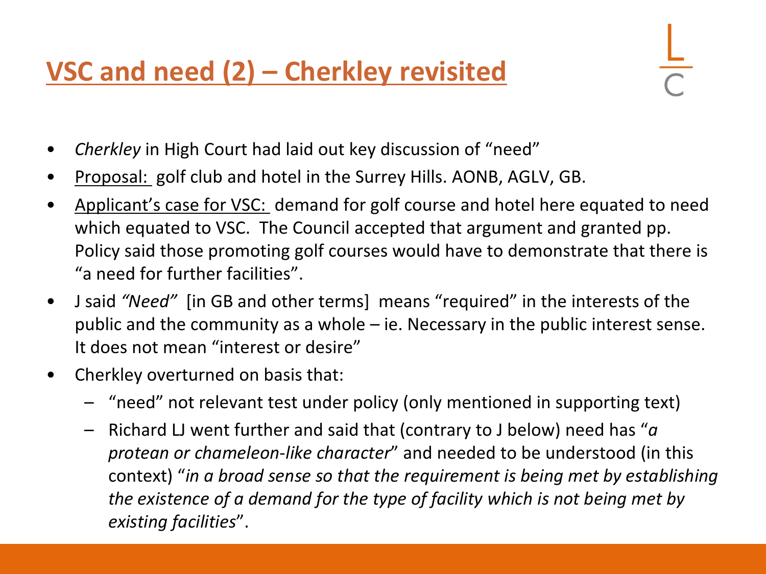# VSC and need (2) – Cherkley revisited

- *Cherkley* in High Court had laid out key discussion of "need"
- Proposal: golf club and hotel in the Surrey Hills. AONB, AGLV, GB.
- Applicant's case for VSC: demand for golf course and hotel here equated to need which equated to VSC. The Council accepted that argument and granted pp. Policy said those promoting golf courses would have to demonstrate that there is "a need for further facilities".
- J said *"Need"* [in GB and other terms] means "required" in the interests of the public and the community as a whole – ie. Necessary in the public interest sense. It does not mean "interest or desire"
- Cherkley overturned on basis that:
  - "need" not relevant test under policy (only mentioned in supporting text)
  - Richard LJ went further and said that (contrary to J below) need has "*a protean or chameleon-like character*" and needed to be understood (in this context) "*in a broad sense so that the requirement is being met by establishing the existence of a demand for the type of facility which is not being met by existing facilities*".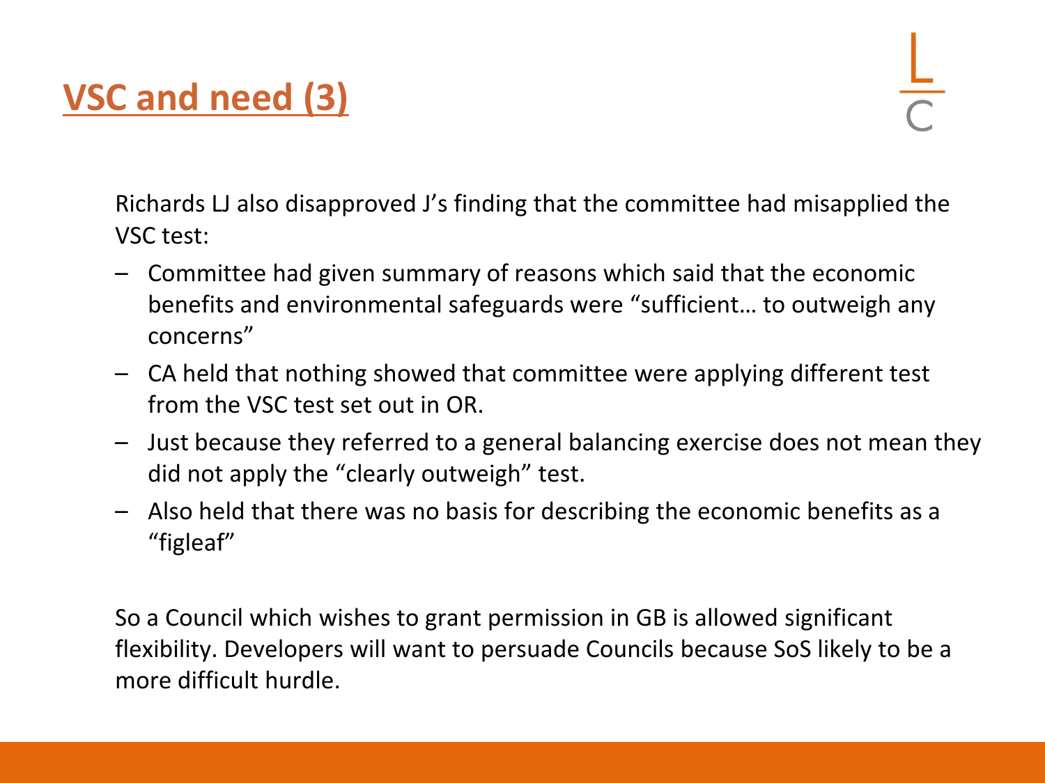## VSC and need (3)

Richards LJ also disapproved J's finding that the committee had misapplied the VSC test:

- Committee had given summary of reasons which said that the economic benefits and environmental safeguards were "sufficient… to outweigh any concerns"
- CA held that nothing showed that committee were applying different test from the VSC test set out in OR.
- Just because they referred to a general balancing exercise does not mean they did not apply the "clearly outweigh" test.
- Also held that there was no basis for describing the economic benefits as a "figleaf"

So a Council which wishes to grant permission in GB is allowed significant flexibility. Developers will want to persuade Councils because SoS likely to be a more difficult hurdle.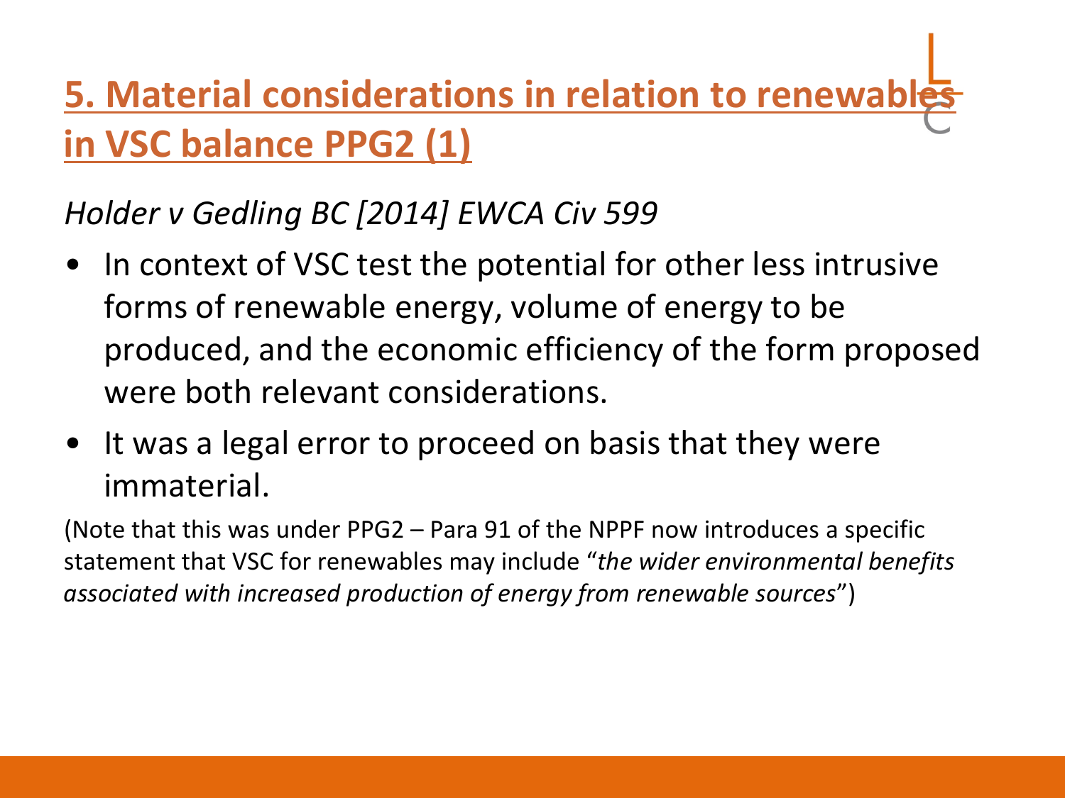# 5. Material considerations in relation to renewables in VSC balance PPG2 (1)

*Holder v Gedling BC [2014] EWCA Civ 599*

- In context of VSC test the potential for other less intrusive forms of renewable energy, volume of energy to be produced, and the economic efficiency of the form proposed were both relevant considerations.
- It was a legal error to proceed on basis that they were immaterial.

(Note that this was under PPG2 – Para 91 of the NPPF now introduces a specific statement that VSC for renewables may include "*the wider environmental benefits associated with increased production of energy from renewable sources*")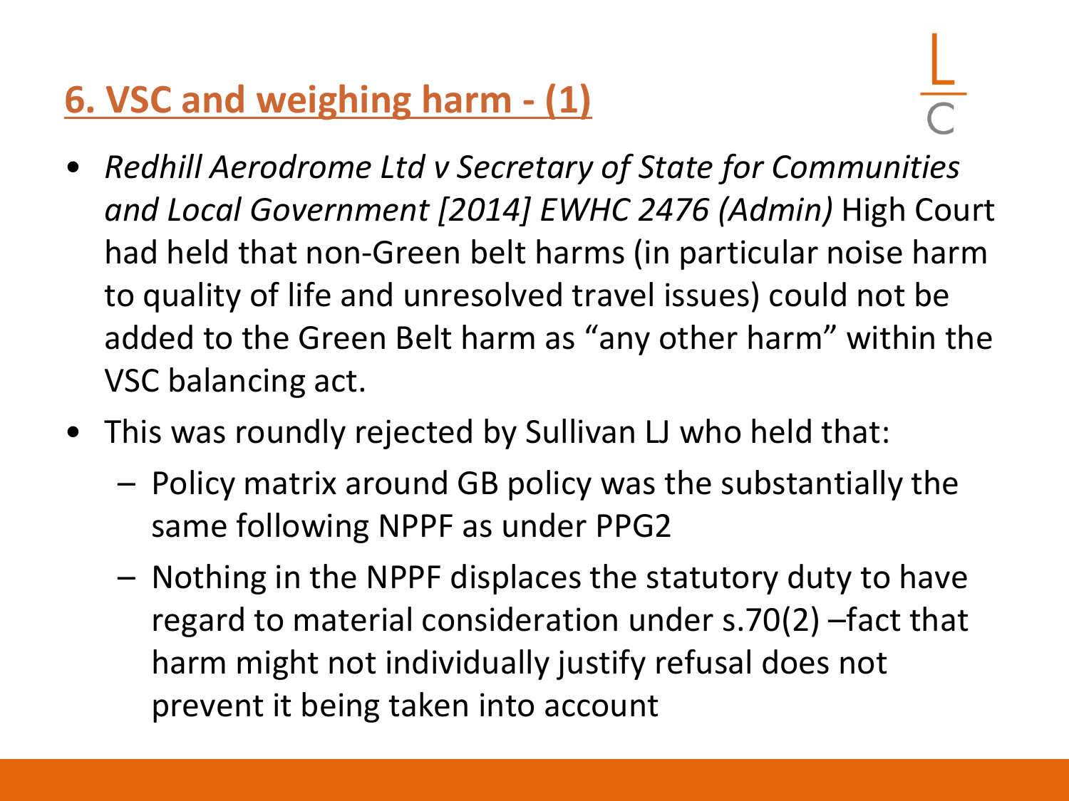## 6. VSC and weighing harm - (1)

- *Redhill Aerodrome Ltd v Secretary of State for Communities and Local Government [2014] EWHC 2476 (Admin)* High Court had held that non-Green belt harms (in particular noise harm to quality of life and unresolved travel issues) could not be added to the Green Belt harm as "any other harm" within the VSC balancing act.
- This was roundly rejected by Sullivan LJ who held that:
  - Policy matrix around GB policy was the substantially the same following NPPF as under PPG2
  - Nothing in the NPPF displaces the statutory duty to have regard to material consideration under s.70(2) –fact that harm might not individually justify refusal does not prevent it being taken into account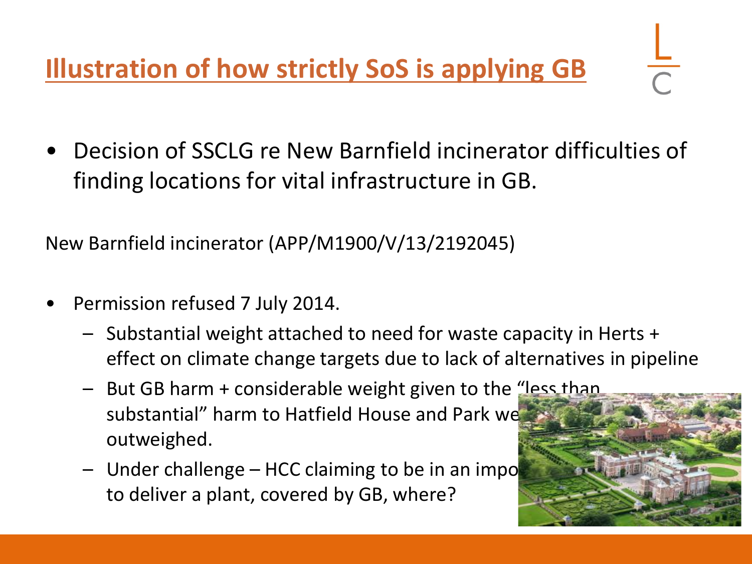# Illustration of how strictly SoS is applying GB

- Decision of SSCLG re New Barnfield incinerator difficulties of finding locations for vital infrastructure in GB.

New Barnfield incinerator (APP/M1900/V/13/2192045)

- Permission refused 7 July 2014.
  - Substantial weight attached to need for waste capacity in Herts + effect on climate change targets due to lack of alternatives in pipeline
  - But GB harm + considerable weight given to the "less than substantial" harm to Hatfield House and Park we outweighed.
  - Under challenge – HCC claiming to be in an impo to deliver a plant, covered by GB, where?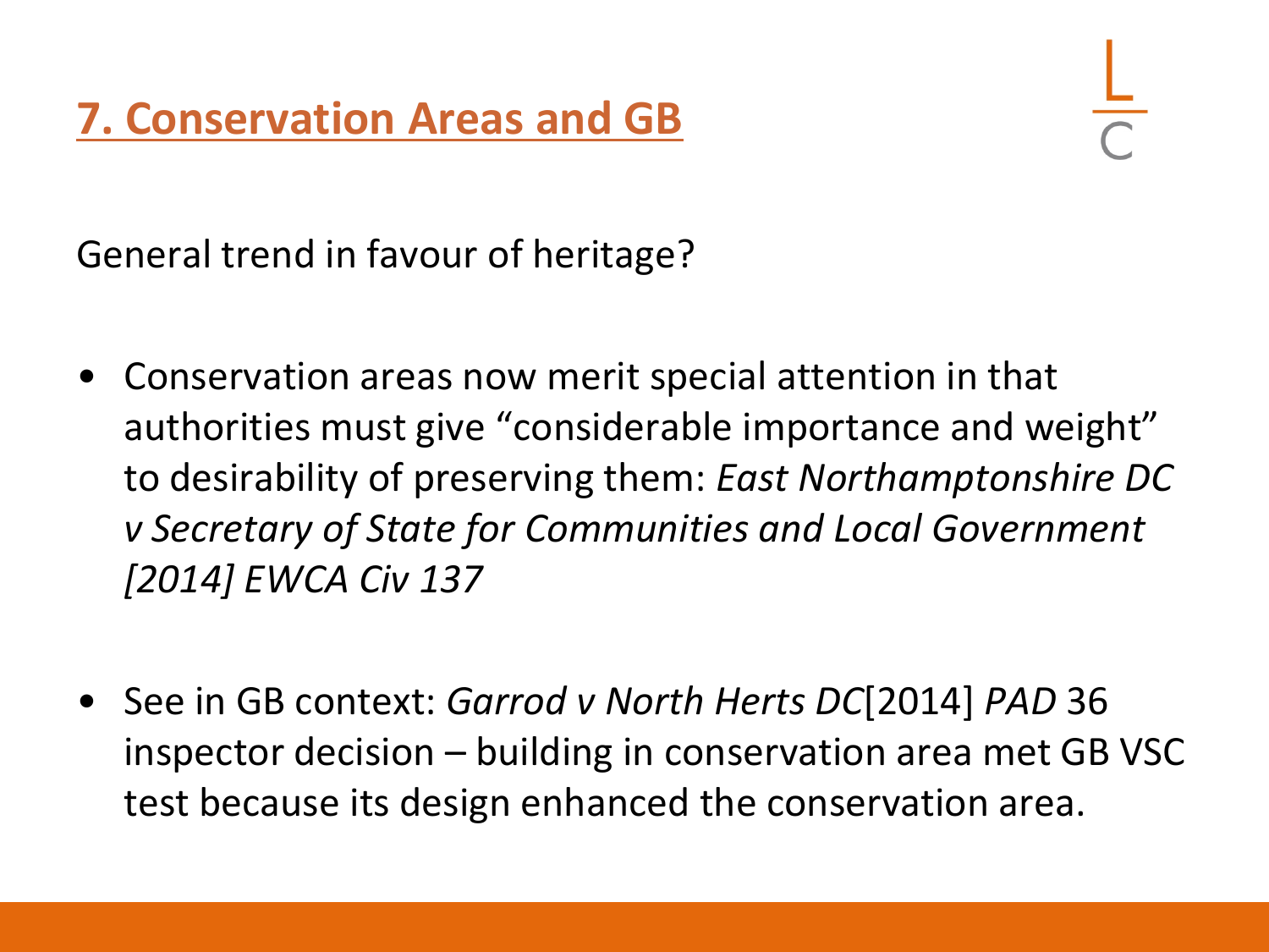## 7. Conservation Areas and GB

General trend in favour of heritage?

- Conservation areas now merit special attention in that authorities must give "considerable importance and weight" to desirability of preserving them: *East Northamptonshire DC v Secretary of State for Communities and Local Government [2014] EWCA Civ 137*

- See in GB context: *Garrod v North Herts DC*[2014] *PAD* 36 inspector decision – building in conservation area met GB VSC test because its design enhanced the conservation area.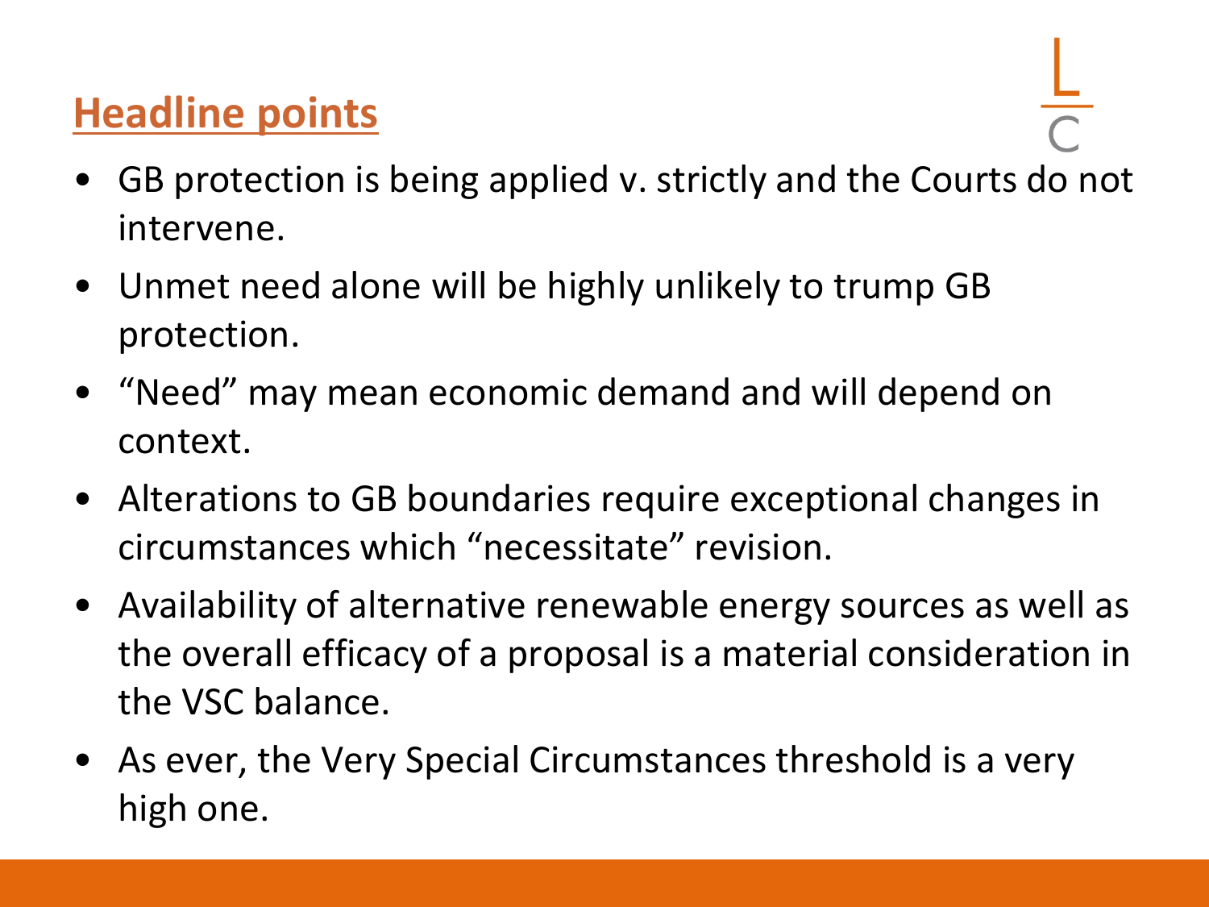## Headline points

- GB protection is being applied v. strictly and the Courts do not intervene.
- Unmet need alone will be highly unlikely to trump GB protection.
- "Need" may mean economic demand and will depend on context.
- Alterations to GB boundaries require exceptional changes in circumstances which "necessitate" revision.
- Availability of alternative renewable energy sources as well as the overall efficacy of a proposal is a material consideration in the VSC balance.
- As ever, the Very Special Circumstances threshold is a very high one.